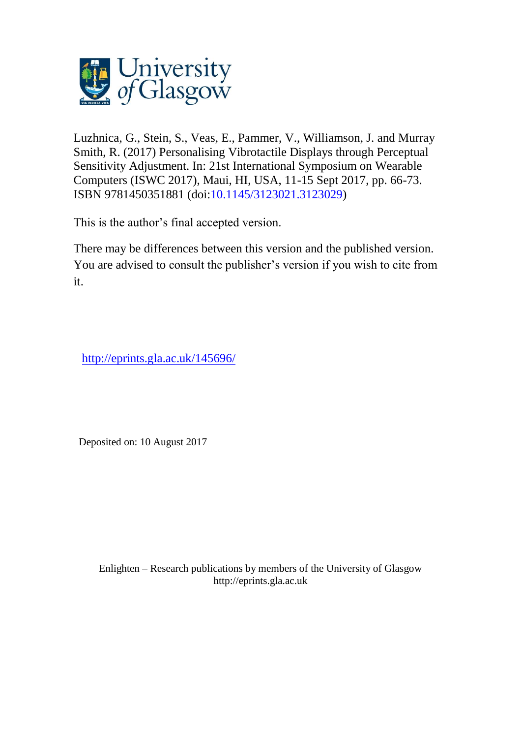Luzhnica, G., Stein, S., Veas, E., Pammer, V., Williamson, J. and Murray Smith, R. (2017) Personalising Vibrotactile Displays through Perceptual Sensitivity Adjustment. In: 21st International Symposium on Wearable Computers (ISWC 2017), Maui, HI, USA, 11-15 Sept 2017, pp. 66-73. ISBN 9781450351881 (doi:[10.1145/3123021.3123029](http://dx.doi.org/10.1145/3123021.3123029))

This is the author's final accepted version.

There may be differences between this version and the published version. You are advised to consult the publisher's version if you wish to cite from it.

http://eprints.gla.ac.uk/145696/

Deposited on: 10 August 2017

Enlighten – Research publications by members of the University of Glasgow
http://eprints.gla.ac.uk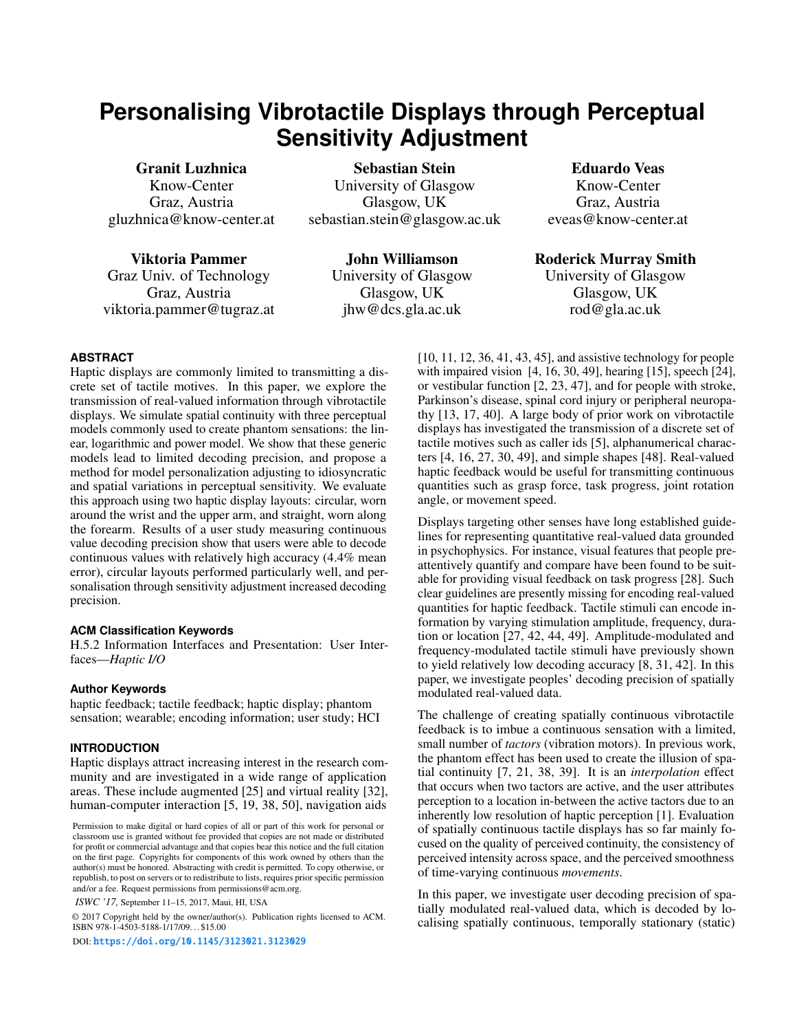# Personalising Vibrotactile Displays through Perceptual Sensitivity Adjustment

**Granit Luzhnica**
Know-Center
Graz, Austria
gluzhnica@know-center.at

**Sebastian Stein**
University of Glasgow
Glasgow, UK
sebastian.stein@glasgow.ac.uk

**Eduardo Veas**
Know-Center
Graz, Austria
eveas@know-center.at

**Viktoria Pammer**
Graz Univ. of Technology
Graz, Austria
viktoria.pammer@tugraz.at

**John Williamson**
University of Glasgow
Glasgow, UK
jhw@dcs.gla.ac.uk

**Roderick Murray Smith**
University of Glasgow
Glasgow, UK
rod@gla.ac.uk

## ABSTRACT

Haptic displays are commonly limited to transmitting a discrete set of tactile motives. In this paper, we explore the transmission of real-valued information through vibrotactile displays. We simulate spatial continuity with three perceptual models commonly used to create phantom sensations: the linear, logarithmic and power model. We show that these generic models lead to limited decoding precision, and propose a method for model personalization adjusting to idiosyncratic and spatial variations in perceptual sensitivity. We evaluate this approach using two haptic display layouts: circular, worn around the wrist and the upper arm, and straight, worn along the forearm. Results of a user study measuring continuous value decoding precision show that users were able to decode continuous values with relatively high accuracy (4.4% mean error), circular layouts performed particularly well, and personalisation through sensitivity adjustment increased decoding precision.

### ACM Classification Keywords

H.5.2 Information Interfaces and Presentation: User Interfaces—*Haptic I/O*

### Author Keywords

haptic feedback; tactile feedback; haptic display; phantom sensation; wearable; encoding information; user study; HCI

## INTRODUCTION

Haptic displays attract increasing interest in the research community and are investigated in a wide range of application areas. These include augmented [25] and virtual reality [32], human-computer interaction [5, 19, 38, 50], navigation aids [10, 11, 12, 36, 41, 43, 45], and assistive technology for people with impaired vision [4, 16, 30, 49], hearing [15], speech [24], or vestibular function [2, 23, 47], and for people with stroke, Parkinson's disease, spinal cord injury or peripheral neuropathy [13, 17, 40]. A large body of prior work on vibrotactile displays has investigated the transmission of a discrete set of tactile motives such as caller ids [5], alphanumerical characters [4, 16, 27, 30, 49], and simple shapes [48]. Real-valued haptic feedback would be useful for transmitting continuous quantities such as grasp force, task progress, joint rotation angle, or movement speed.

Displays targeting other senses have long established guidelines for representing quantitative real-valued data grounded in psychophysics. For instance, visual features that people preattentively quantify and compare have been found to be suitable for providing visual feedback on task progress [28]. Such clear guidelines are presently missing for encoding real-valued quantities for haptic feedback. Tactile stimuli can encode information by varying stimulation amplitude, frequency, duration or location [27, 42, 44, 49]. Amplitude-modulated and frequency-modulated tactile stimuli have previously shown to yield relatively low decoding accuracy [8, 31, 42]. In this paper, we investigate peoples' decoding precision of spatially modulated real-valued data.

The challenge of creating spatially continuous vibrotactile feedback is to imbue a continuous sensation with a limited, small number of *tactors* (vibration motors). In previous work, the phantom effect has been used to create the illusion of spatial continuity [7, 21, 38, 39]. It is an *interpolation* effect that occurs when two tactors are active, and the user attributes perception to a location in-between the active tactors due to an inherently low resolution of haptic perception [1]. Evaluation of spatially continuous tactile displays has so far mainly focused on the quality of perceived continuity, the consistency of perceived intensity across space, and the perceived smoothness of time-varying continuous *movements*.

In this paper, we investigate user decoding precision of spatially modulated real-valued data, which is decoded by localising spatially continuous, temporally stationary (static)

Permission to make digital or hard copies of all or part of this work for personal or classroom use is granted without fee provided that copies are not made or distributed for profit or commercial advantage and that copies bear this notice and the full citation on the first page. Copyrights for components of this work owned by others than the author(s) must be honored. Abstracting with credit is permitted. To copy otherwise, or republish, to post on servers or to redistribute to lists, requires prior specific permission and/or a fee. Request permissions from permissions@acm.org.

*ISWC '17,* September 11–15, 2017, Maui, HI, USA

© 2017 Copyright held by the owner/author(s). Publication rights licensed to ACM. ISBN 978-1-4503-5188-1/17/09…$15.00

DOI: https://doi.org/10.1145/3123021.3123029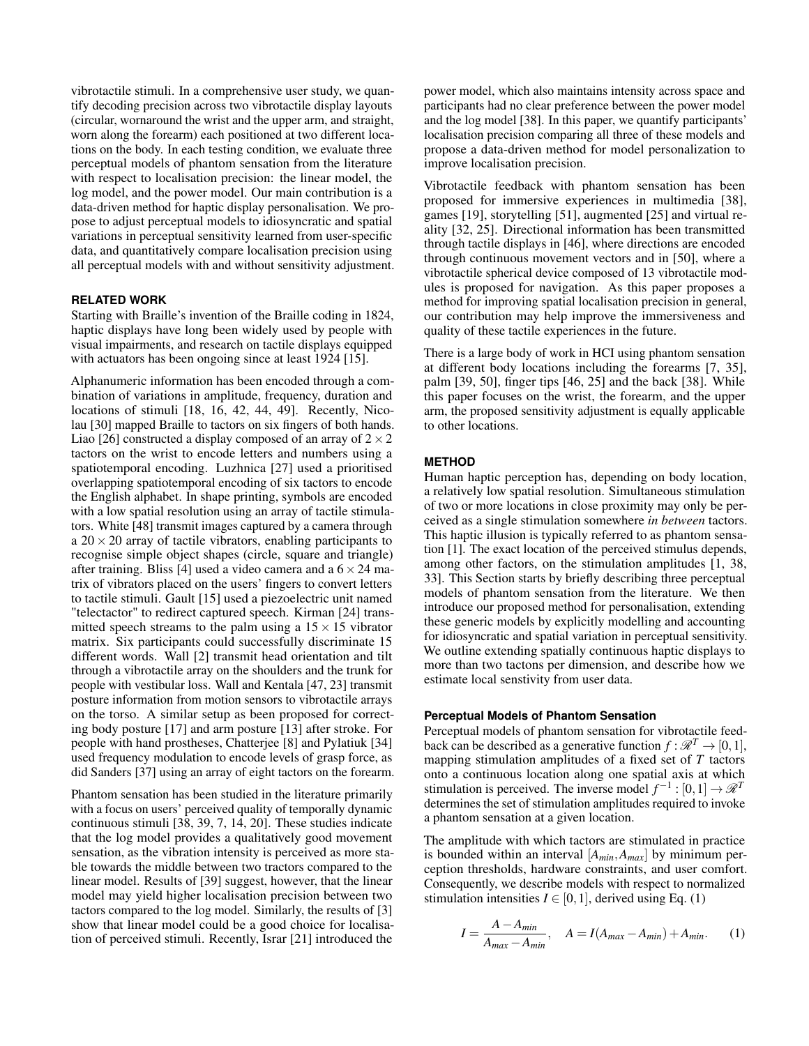vibrotactile stimuli. In a comprehensive user study, we quantify decoding precision across two vibrotactile display layouts (circular, wornaround the wrist and the upper arm, and straight, worn along the forearm) each positioned at two different locations on the body. In each testing condition, we evaluate three perceptual models of phantom sensation from the literature with respect to localisation precision: the linear model, the log model, and the power model. Our main contribution is a data-driven method for haptic display personalisation. We propose to adjust perceptual models to idiosyncratic and spatial variations in perceptual sensitivity learned from user-specific data, and quantitatively compare localisation precision using all perceptual models with and without sensitivity adjustment.

## RELATED WORK

Starting with Braille's invention of the Braille coding in 1824, haptic displays have long been widely used by people with visual impairments, and research on tactile displays equipped with actuators has been ongoing since at least 1924 [15].

Alphanumeric information has been encoded through a combination of variations in amplitude, frequency, duration and locations of stimuli [18, 16, 42, 44, 49]. Recently, Nicolau [30] mapped Braille to tactors on six fingers of both hands. Liao [26] constructed a display composed of an array of $2 \times 2$ tactors on the wrist to encode letters and numbers using a spatiotemporal encoding. Luzhnica [27] used a prioritised overlapping spatiotemporal encoding of six tactors to encode the English alphabet. In shape printing, symbols are encoded with a low spatial resolution using an array of tactile stimulators. White [48] transmit images captured by a camera through a $20 \times 20$ array of tactile vibrators, enabling participants to recognise simple object shapes (circle, square and triangle) after training. Bliss [4] used a video camera and a $6 \times 24$ matrix of vibrators placed on the users' fingers to convert letters to tactile stimuli. Gault [15] used a piezoelectric unit named "telectactor" to redirect captured speech. Kirman [24] transmitted speech streams to the palm using a $15 \times 15$ vibrator matrix. Six participants could successfully discriminate 15 different words. Wall [2] transmit head orientation and tilt through a vibrotactile array on the shoulders and the trunk for people with vestibular loss. Wall and Kentala [47, 23] transmit posture information from motion sensors to vibrotactile arrays on the torso. A similar setup as been proposed for correcting body posture [17] and arm posture [13] after stroke. For people with hand prostheses, Chatterjee [8] and Pylatiuk [34] used frequency modulation to encode levels of grasp force, as did Sanders [37] using an array of eight tactors on the forearm.

Phantom sensation has been studied in the literature primarily with a focus on users' perceived quality of temporally dynamic continuous stimuli [38, 39, 7, 14, 20]. These studies indicate that the log model provides a qualitatively good movement sensation, as the vibration intensity is perceived as more stable towards the middle between two tractors compared to the linear model. Results of [39] suggest, however, that the linear model may yield higher localisation precision between two tactors compared to the log model. Similarly, the results of [3] show that linear model could be a good choice for localisation of perceived stimuli. Recently, Israr [21] introduced the power model, which also maintains intensity across space and participants had no clear preference between the power model and the log model [38]. In this paper, we quantify participants' localisation precision comparing all three of these models and propose a data-driven method for model personalization to improve localisation precision.

Vibrotactile feedback with phantom sensation has been proposed for immersive experiences in multimedia [38], games [19], storytelling [51], augmented [25] and virtual reality [32, 25]. Directional information has been transmitted through tactile displays in [46], where directions are encoded through continuous movement vectors and in [50], where a vibrotactile spherical device composed of 13 vibrotactile modules is proposed for navigation. As this paper proposes a method for improving spatial localisation precision in general, our contribution may help improve the immersiveness and quality of these tactile experiences in the future.

There is a large body of work in HCI using phantom sensation at different body locations including the forearms [7, 35], palm [39, 50], finger tips [46, 25] and the back [38]. While this paper focuses on the wrist, the forearm, and the upper arm, the proposed sensitivity adjustment is equally applicable to other locations.

## METHOD

Human haptic perception has, depending on body location, a relatively low spatial resolution. Simultaneous stimulation of two or more locations in close proximity may only be perceived as a single stimulation somewhere *in between* tactors. This haptic illusion is typically referred to as phantom sensation [1]. The exact location of the perceived stimulus depends, among other factors, on the stimulation amplitudes [1, 38, 33]. This Section starts by briefly describing three perceptual models of phantom sensation from the literature. We then introduce our proposed method for personalisation, extending these generic models by explicitly modelling and accounting for idiosyncratic and spatial variation in perceptual sensitivity. We outline extending spatially continuous haptic displays to more than two tactons per dimension, and describe how we estimate local senstivity from user data.

### Perceptual Models of Phantom Sensation

Perceptual models of phantom sensation for vibrotactile feedback can be described as a generative function $f : \mathscr{R}^T \to [0,1]$, mapping stimulation amplitudes of a fixed set of $T$ tactors onto a continuous location along one spatial axis at which stimulation is perceived. The inverse model $f^{-1} : [0,1] \to \mathscr{R}^T$ determines the set of stimulation amplitudes required to invoke a phantom sensation at a given location.

The amplitude with which tactors are stimulated in practice is bounded within an interval $[A_{min}, A_{max}]$ by minimum perception thresholds, hardware constraints, and user comfort. Consequently, we describe models with respect to normalized stimulation intensities $I \in [0,1]$, derived using Eq. (1)

$$I = \frac{A - A_{min}}{A_{max} - A_{min}}, \quad A = I(A_{max} - A_{min}) + A_{min}. \qquad (1)$$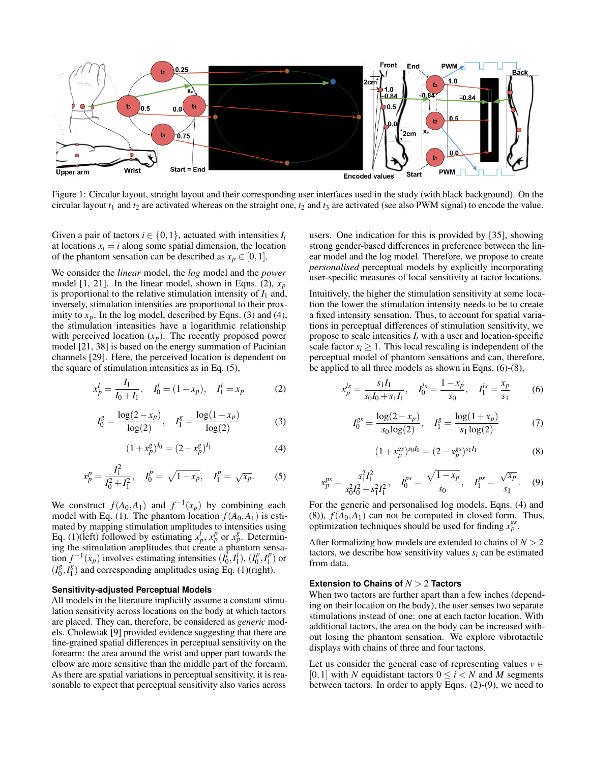Figure 1: Circular layout, straight layout and their corresponding user interfaces used in the study (with black background). On the circular layout $t_1$ and $t_2$ are activated whereas on the straight one, $t_2$ and $t_3$ are activated (see also PWM signal) to encode the value.

Given a pair of tactors $i \in \{0,1\}$, actuated with intensities $I_i$ at locations $x_i = i$ along some spatial dimension, the location of the phantom sensation can be described as $x_p \in [0,1]$.

We consider the *linear* model, the *log* model and the *power* model [1, 21]. In the linear model, shown in Eqns. (2), $x_p$ is proportional to the relative stimulation intensity of $I_1$ and, inversely, stimulation intensities are proportional to their proximity to $x_p$. In the log model, described by Eqns. (3) and (4), the stimulation intensities have a logarithmic relationship with perceived location ($x_p$). The recently proposed power model [21, 38] is based on the energy summation of Pacinian channels [29]. Here, the perceived location is dependent on the square of stimulation intensities as in Eq. (5),

$$x_p^l = \frac{I_1}{I_0 + I_1}, \quad I_0^l = (1 - x_p), \quad I_1^l = x_p \tag{2}$$

$$I_0^g = \frac{\log(2 - x_p)}{\log(2)}, \quad I_1^g = \frac{\log(1 + x_p)}{\log(2)} \tag{3}$$

$$(1 + x_p^g)^{I_0} = (2 - x_p^g)^{I_1} \tag{4}$$

$$x_p^p = \frac{I_1^2}{I_0^2 + I_1^2}, \quad I_0^p = \sqrt{1 - x_p}, \quad I_1^p = \sqrt{x_p}. \tag{5}$$

We construct $f(A_0, A_1)$ and $f^{-1}(x_p)$ by combining each model with Eq. (1). The phantom location $f(A_0, A_1)$ is estimated by mapping stimulation amplitudes to intensities using Eq. (1)(left) followed by estimating $x_p^l$, $x_p^p$ or $x_p^g$. Determining the stimulation amplitudes that create a phantom sensation $f^{-1}(x_p)$ involves estimating intensities $(I_0^l, I_1^l)$, $(I_0^p, I_1^p)$ or $(I_0^g, I_1^g)$ and corresponding amplitudes using Eq. (1)(right).

### Sensitivity-adjusted Perceptual Models

All models in the literature implicitly assume a constant stimulation sensitivity across locations on the body at which tactors are placed. They can, therefore, be considered as *generic* models. Cholewiak [9] provided evidence suggesting that there are fine-grained spatial differences in perceptual sensitivity on the forearm: the area around the wrist and upper part towards the elbow are more sensitive than the middle part of the forearm. As there are spatial variations in perceptual sensitivity, it is reasonable to expect that perceptual sensitivity also varies across users. One indication for this is provided by [35], showing strong gender-based differences in preference between the linear model and the log model. Therefore, we propose to create *personalised* perceptual models by explicitly incorporating user-specific measures of local sensitivity at tactor locations.

Intuitively, the higher the stimulation sensitivity at some location the lower the stimulation intensity needs to be to create a fixed intensity sensation. Thus, to account for spatial variations in perceptual differences of stimulation sensitivity, we propose to scale intensities $I_i$ with a user and location-specific scale factor $s_i \geq 1$. This local rescaling is independent of the perceptual model of phantom sensations and can, therefore, be applied to all three models as shown in Eqns. (6)-(8),

$$x_p^{ls} = \frac{s_1 I_1}{s_0 I_0 + s_1 I_1}, \quad I_0^{ls} = \frac{1 - x_p}{s_0}, \quad I_1^{ls} = \frac{x_p}{s_1} \tag{6}$$

$$I_0^{gs} = \frac{\log(2 - x_p)}{s_0 \log(2)}, \quad I_1^g = \frac{\log(1 + x_p)}{s_1 \log(2)} \tag{7}$$

$$(1 + x_p^{gs})^{s_0 I_0} = (2 - x_p^{gs})^{s_1 I_1} \tag{8}$$

$$x_p^{ps} = \frac{s_1^2 I_1^2}{s_0^2 I_0^2 + s_1^2 I_1^2}, \quad I_0^{ps} = \frac{\sqrt{1 - x_p}}{s_0}, \quad I_1^{ps} = \frac{\sqrt{x_p}}{s_1}. \tag{9}$$

For the generic and personalised log models, Eqns. (4) and (8)), $f(A_0, A_1)$ can not be computed in closed form. Thus, optimization techniques should be used for finding $x_p^{gs}$.

After formalizing how models are extended to chains of $N > 2$ tactors, we describe how sensitivity values $s_i$ can be estimated from data.

### Extension to Chains of $N > 2$ Tactors

When two tactors are further apart than a few inches (depending on their location on the body), the user senses two separate stimulations instead of one: one at each tactor location. With additional tactors, the area on the body can be increased without losing the phantom sensation. We explore vibrotactile displays with chains of three and four tactons.

Let us consider the general case of representing values $v \in [0,1]$ with $N$ equidistant tactors $0 \leq i < N$ and $M$ segments between tactors. In order to apply Eqns. (2)-(9), we need to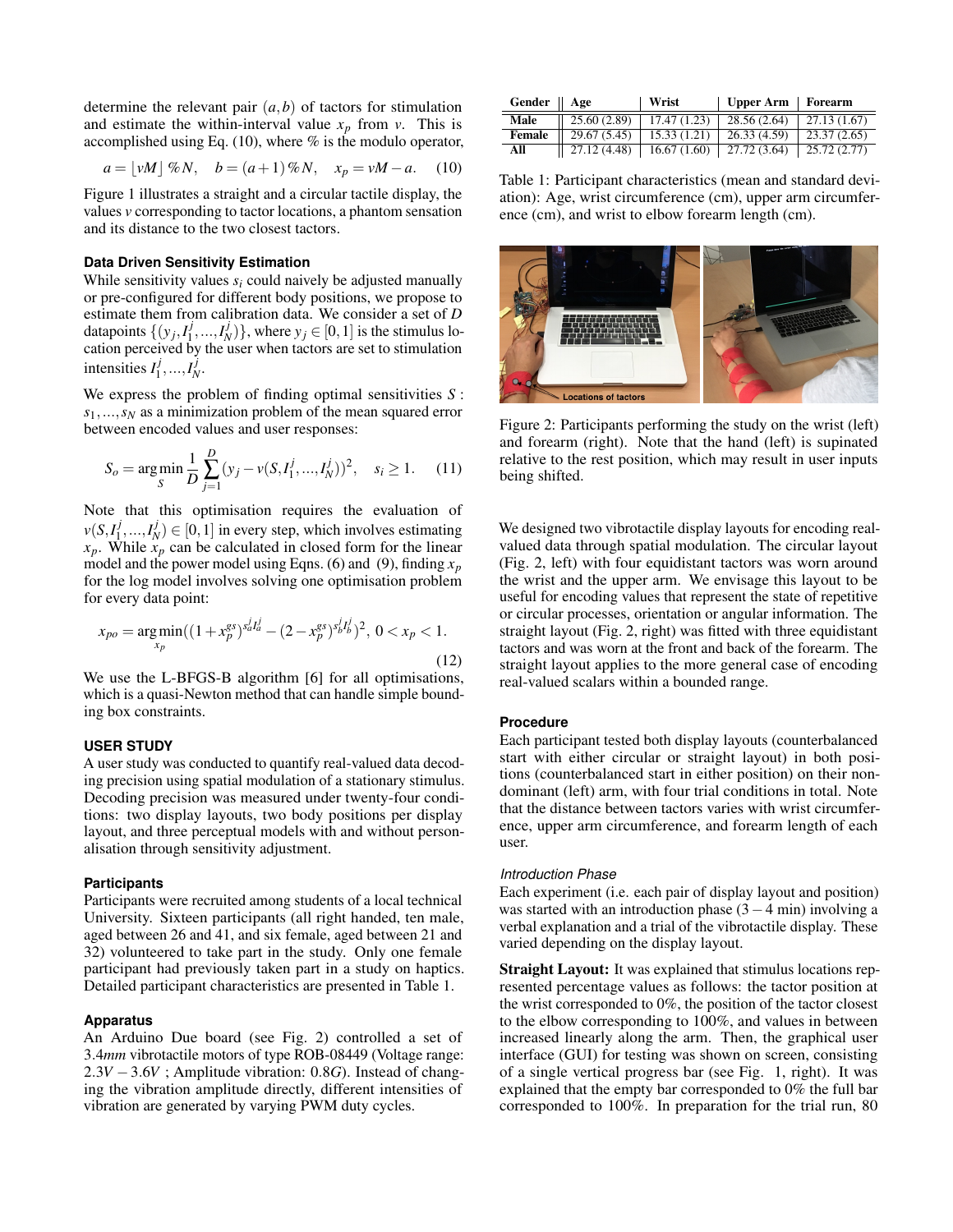determine the relevant pair $(a,b)$ of tactors for stimulation and estimate the within-interval value $x_p$ from $v$. This is accomplished using Eq. (10), where % is the modulo operator,

$$a = \lfloor vM \rfloor \% N, \quad b = (a+1) \% N, \quad x_p = vM - a. \quad (10)$$

Figure 1 illustrates a straight and a circular tactile display, the values $v$ corresponding to tactor locations, a phantom sensation and its distance to the two closest tactors.

### Data Driven Sensitivity Estimation

While sensitivity values $s_i$ could naively be adjusted manually or pre-configured for different body positions, we propose to estimate them from calibration data. We consider a set of $D$ datapoints $\{(y_j, I_1^j, ..., I_N^j)\}$, where $y_j \in [0,1]$ is the stimulus location perceived by the user when tactors are set to stimulation intensities $I_1^j, ..., I_N^j$.

We express the problem of finding optimal sensitivities $S: s_1, ..., s_N$ as a minimization problem of the mean squared error between encoded values and user responses:

$$S_o = \underset{S}{\arg\min} \frac{1}{D} \sum_{j=1}^{D} (y_j - v(S, I_1^j, ..., I_N^j))^2, \quad s_i \geq 1. \quad (11)$$

Note that this optimisation requires the evaluation of $v(S, I_1^j, ..., I_N^j) \in [0,1]$ in every step, which involves estimating $x_p$. While $x_p$ can be calculated in closed form for the linear model and the power model using Eqns. (6) and (9), finding $x_p$ for the log model involves solving one optimisation problem for every data point:

$$x_{po} = \underset{x_p}{\arg\min}((1 + x_p^{gs})^{s_a^j I_a^j} - (2 - x_p^{gs})^{s_b^j I_b^j})^2, \; 0 < x_p < 1. \quad (12)$$

We use the L-BFGS-B algorithm [6] for all optimisations, which is a quasi-Newton method that can handle simple bounding box constraints.

## USER STUDY

A user study was conducted to quantify real-valued data decoding precision using spatial modulation of a stationary stimulus. Decoding precision was measured under twenty-four conditions: two display layouts, two body positions per display layout, and three perceptual models with and without personalisation through sensitivity adjustment.

### Participants

Participants were recruited among students of a local technical University. Sixteen participants (all right handed, ten male, aged between 26 and 41, and six female, aged between 21 and 32) volunteered to take part in the study. Only one female participant had previously taken part in a study on haptics. Detailed participant characteristics are presented in Table 1.

### Apparatus

An Arduino Due board (see Fig. 2) controlled a set of $3.4mm$ vibrotactile motors of type ROB-08449 (Voltage range: $2.3V - 3.6V$ ; Amplitude vibration: $0.8G$). Instead of changing the vibration amplitude directly, different intensities of vibration are generated by varying PWM duty cycles.

| Gender | Age | Wrist | Upper Arm | Forearm |
|---|---|---|---|---|
| Male | 25.60 (2.89) | 17.47 (1.23) | 28.56 (2.64) | 27.13 (1.67) |
| Female | 29.67 (5.45) | 15.33 (1.21) | 26.33 (4.59) | 23.37 (2.65) |
| All | 27.12 (4.48) | 16.67 (1.60) | 27.72 (3.64) | 25.72 (2.77) |

Table 1: Participant characteristics (mean and standard deviation): Age, wrist circumference (cm), upper arm circumference (cm), and wrist to elbow forearm length (cm).

Figure 2: Participants performing the study on the wrist (left) and forearm (right). Note that the hand (left) is supinated relative to the rest position, which may result in user inputs being shifted.

We designed two vibrotactile display layouts for encoding real-valued data through spatial modulation. The circular layout (Fig. 2, left) with four equidistant tactors was worn around the wrist and the upper arm. We envisage this layout to be useful for encoding values that represent the state of repetitive or circular processes, orientation or angular information. The straight layout (Fig. 2, right) was fitted with three equidistant tactors and was worn at the front and back of the forearm. The straight layout applies to the more general case of encoding real-valued scalars within a bounded range.

### Procedure

Each participant tested both display layouts (counterbalanced start with either circular or straight layout) in both positions (counterbalanced start in either position) on their non-dominant (left) arm, with four trial conditions in total. Note that the distance between tactors varies with wrist circumference, upper arm circumference, and forearm length of each user.

#### *Introduction Phase*

Each experiment (i.e. each pair of display layout and position) was started with an introduction phase ($3-4$ min) involving a verbal explanation and a trial of the vibrotactile display. These varied depending on the display layout.

**Straight Layout:** It was explained that stimulus locations represented percentage values as follows: the tactor position at the wrist corresponded to 0%, the position of the tactor closest to the elbow corresponding to 100%, and values in between increased linearly along the arm. Then, the graphical user interface (GUI) for testing was shown on screen, consisting of a single vertical progress bar (see Fig. 1, right). It was explained that the empty bar corresponded to 0% the full bar corresponded to 100%. In preparation for the trial run, 80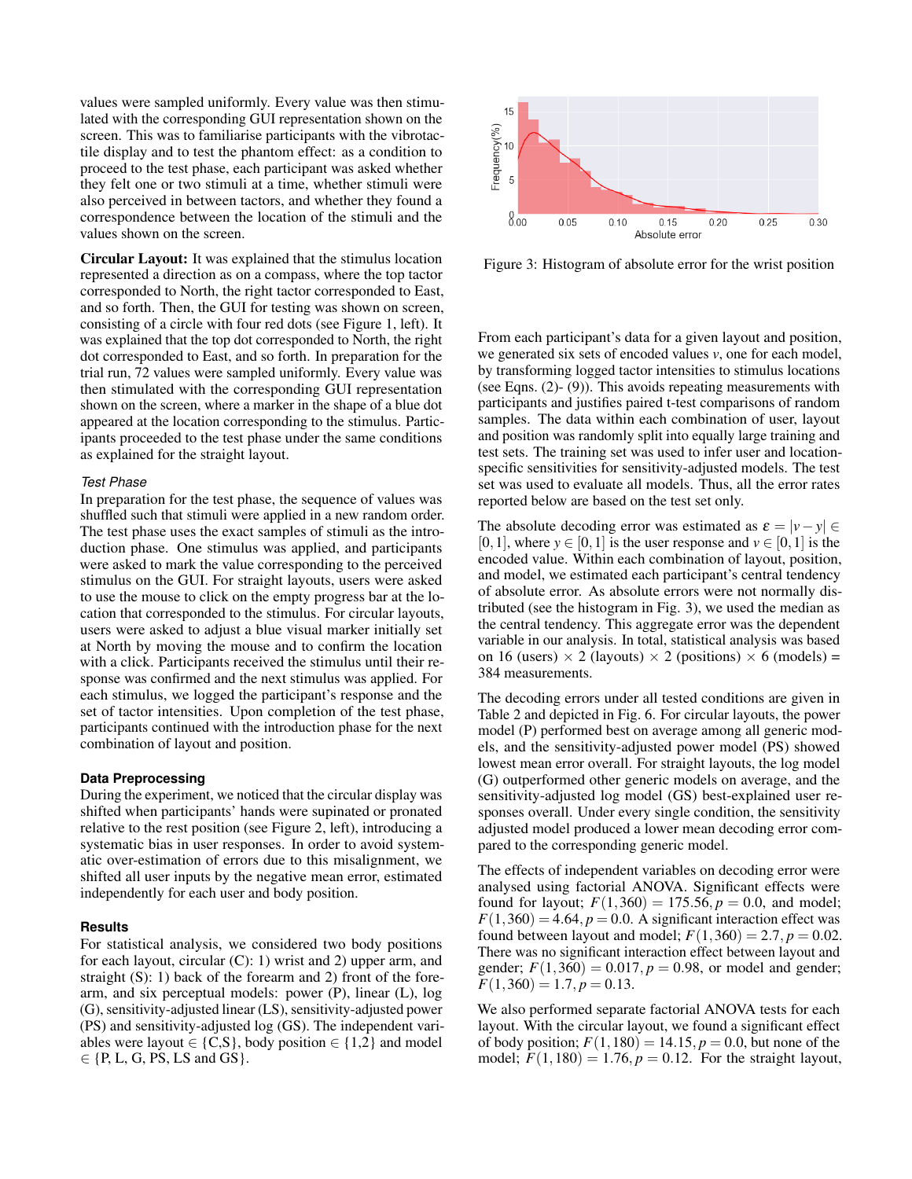values were sampled uniformly. Every value was then stimulated with the corresponding GUI representation shown on the screen. This was to familiarise participants with the vibrotactile display and to test the phantom effect: as a condition to proceed to the test phase, each participant was asked whether they felt one or two stimuli at a time, whether stimuli were also perceived in between tactors, and whether they found a correspondence between the location of the stimuli and the values shown on the screen.

**Circular Layout:** It was explained that the stimulus location represented a direction as on a compass, where the top tactor corresponded to North, the right tactor corresponded to East, and so forth. Then, the GUI for testing was shown on screen, consisting of a circle with four red dots (see Figure 1, left). It was explained that the top dot corresponded to North, the right dot corresponded to East, and so forth. In preparation for the trial run, 72 values were sampled uniformly. Every value was then stimulated with the corresponding GUI representation shown on the screen, where a marker in the shape of a blue dot appeared at the location corresponding to the stimulus. Participants proceeded to the test phase under the same conditions as explained for the straight layout.

*Test Phase*

In preparation for the test phase, the sequence of values was shuffled such that stimuli were applied in a new random order. The test phase uses the exact samples of stimuli as the introduction phase. One stimulus was applied, and participants were asked to mark the value corresponding to the perceived stimulus on the GUI. For straight layouts, users were asked to use the mouse to click on the empty progress bar at the location that corresponded to the stimulus. For circular layouts, users were asked to adjust a blue visual marker initially set at North by moving the mouse and to confirm the location with a click. Participants received the stimulus until their response was confirmed and the next stimulus was applied. For each stimulus, we logged the participant's response and the set of tactor intensities. Upon completion of the test phase, participants continued with the introduction phase for the next combination of layout and position.

### Data Preprocessing

During the experiment, we noticed that the circular display was shifted when participants' hands were supinated or pronated relative to the rest position (see Figure 2, left), introducing a systematic bias in user responses. In order to avoid systematic over-estimation of errors due to this misalignment, we shifted all user inputs by the negative mean error, estimated independently for each user and body position.

### Results

For statistical analysis, we considered two body positions for each layout, circular (C): 1) wrist and 2) upper arm, and straight (S): 1) back of the forearm and 2) front of the forearm, and six perceptual models: power (P), linear (L), log (G), sensitivity-adjusted linear (LS), sensitivity-adjusted power (PS) and sensitivity-adjusted log (GS). The independent variables were layout $\in$ {C,S}, body position $\in$ {1,2} and model $\in$ {P, L, G, PS, LS and GS}.

Figure 3: Histogram of absolute error for the wrist position

From each participant's data for a given layout and position, we generated six sets of encoded values $v$, one for each model, by transforming logged tactor intensities to stimulus locations (see Eqns. (2)- (9)). This avoids repeating measurements with participants and justifies paired t-test comparisons of random samples. The data within each combination of user, layout and position was randomly split into equally large training and test sets. The training set was used to infer user and location-specific sensitivities for sensitivity-adjusted models. The test set was used to evaluate all models. Thus, all the error rates reported below are based on the test set only.

The absolute decoding error was estimated as $\varepsilon = |v - y| \in [0,1]$, where $y \in [0,1]$ is the user response and $v \in [0,1]$ is the encoded value. Within each combination of layout, position, and model, we estimated each participant's central tendency of absolute error. As absolute errors were not normally distributed (see the histogram in Fig. 3), we used the median as the central tendency. This aggregate error was the dependent variable in our analysis. In total, statistical analysis was based on 16 (users) $\times$ 2 (layouts) $\times$ 2 (positions) $\times$ 6 (models) = 384 measurements.

The decoding errors under all tested conditions are given in Table 2 and depicted in Fig. 6. For circular layouts, the power model (P) performed best on average among all generic models, and the sensitivity-adjusted power model (PS) showed lowest mean error overall. For straight layouts, the log model (G) outperformed other generic models on average, and the sensitivity-adjusted log model (GS) best-explained user responses overall. Under every single condition, the sensitivity adjusted model produced a lower mean decoding error compared to the corresponding generic model.

The effects of independent variables on decoding error were analysed using factorial ANOVA. Significant effects were found for layout, $F(1,360) = 175.56, p = 0.0$, and model; $F(1,360) = 4.64, p = 0.0$. A significant interaction effect was found between layout and model; $F(1,360) = 2.7, p = 0.02$. There was no significant interaction effect between layout and gender; $F(1,360) = 0.017, p = 0.98$, or model and gender; $F(1,360) = 1.7, p = 0.13$.

We also performed separate factorial ANOVA tests for each layout. With the circular layout, we found a significant effect of body position; $F(1,180) = 14.15, p = 0.0$, but none of the model; $F(1,180) = 1.76, p = 0.12$. For the straight layout,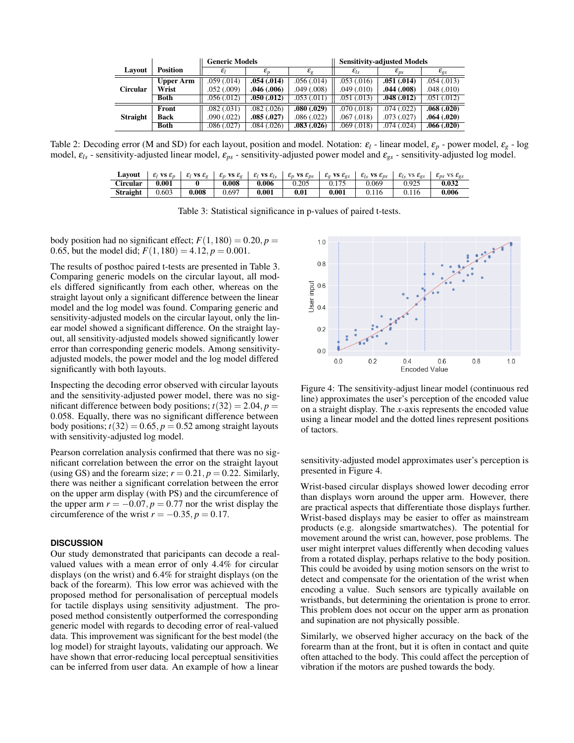| Layout | Position | Generic Models | | | Sensitivity-adjusted Models | | |
|---|---|---|---|---|---|---|---|
| | | $\varepsilon_l$ | $\varepsilon_p$ | $\varepsilon_g$ | $\varepsilon_{ls}$ | $\varepsilon_{ps}$ | $\varepsilon_{gs}$ |
| Circular | **Upper Arm** | .059 (.014) | **.054 (.014)** | .056 (.014) | .053 (.016) | **.051 (.014)** | .054 (.013) |
| | **Wrist** | .052 (.009) | **.046 (.006)** | .049 (.008) | .049 (.010) | **.044 (.008)** | .048 (.010) |
| | **Both** | .056 (.012) | **.050 (.012)** | .053 (.011) | .051 (.013) | **.048 (.012)** | .051 (.012) |
| Straight | **Front** | .082 (.031) | .082 (.026) | **.080 (.029)** | .070 (.018) | .074 (.022) | **.068 (.020)** |
| | **Back** | .090 (.022) | **.085 (.027)** | .086 (.022) | .067 (.018) | .073 (.027) | **.064 (.020)** |
| | **Both** | .086 (.027) | .084 (.026) | **.083 (.026)** | .069 (.018) | .074 (.024) | **.066 (.020)** |

Table 2: Decoding error (M and SD) for each layout, position and model. Notation: $\varepsilon_l$ - linear model, $\varepsilon_p$ - power model, $\varepsilon_g$ - log model, $\varepsilon_{ls}$ - sensitivity-adjusted linear model, $\varepsilon_{ps}$ - sensitivity-adjusted power model and $\varepsilon_{gs}$ - sensitivity-adjusted log model.

| Layout | $\varepsilon_l$ vs $\varepsilon_p$ | $\varepsilon_l$ vs $\varepsilon_g$ | $\varepsilon_p$ vs $\varepsilon_g$ | $\varepsilon_l$ vs $\varepsilon_{ls}$ | $\varepsilon_p$ vs $\varepsilon_{ps}$ | $\varepsilon_g$ vs $\varepsilon_{gs}$ | $\varepsilon_{ls}$ vs $\varepsilon_{ps}$ | $\varepsilon_{ls}$ vs $\varepsilon_{gs}$ | $\varepsilon_{ps}$ vs $\varepsilon_{gs}$ |
|---|---|---|---|---|---|---|---|---|---|
| **Circular** | **0.001** | **0** | **0.008** | **0.006** | 0.205 | 0.175 | 0.069 | 0.925 | **0.032** |
| **Straight** | 0.603 | **0.008** | 0.697 | **0.001** | **0.01** | **0.001** | 0.116 | 0.116 | **0.006** |

Table 3: Statistical significance in p-values of paired t-tests.

body position had no significant effect; $F(1,180) = 0.20, p = 0.65$, but the model did; $F(1,180) = 4.12, p = 0.001$.

The results of posthoc paired t-tests are presented in Table 3. Comparing generic models on the circular layout, all models differed significantly from each other, whereas on the straight layout only a significant difference between the linear model and the log model was found. Comparing generic and sensitivity-adjusted models on the circular layout, only the linear model showed a significant difference. On the straight layout, all sensitivity-adjusted models showed significantly lower error than corresponding generic models. Among sensitivity-adjusted models, the power model and the log model differed significantly with both layouts.

Inspecting the decoding error observed with circular layouts and the sensitivity-adjusted power model, there was no significant difference between body positions; $t(32) = 2.04, p = 0.058$. Equally, there was no significant difference between body positions; $t(32) = 0.65, p = 0.52$ among straight layouts with sensitivity-adjusted log model.

Pearson correlation analysis confirmed that there was no significant correlation between the error on the straight layout (using GS) and the forearm size; $r = 0.21, p = 0.22$. Similarly, there was neither a significant correlation between the error on the upper arm display (with PS) and the circumference of the upper arm $r = -0.07, p = 0.77$ nor the wrist display the circumference of the wrist $r = -0.35, p = 0.17$.

## DISCUSSION

Our study demonstrated that paricipants can decode a real-valued values with a mean error of only 4.4% for circular displays (on the wrist) and 6.4% for straight displays (on the back of the forearm). This low error was achieved with the proposed method for personalisation of perceptual models for tactile displays using sensitivity adjustment. The proposed method consistently outperformed the corresponding generic model with regards to decoding error of real-valued data. This improvement was significant for the best model (the log model) for straight layouts, validating our approach. We have shown that error-reducing local perceptual sensitivities can be inferred from user data. An example of how a linear sensitivity-adjusted model approximates user's perception is presented in Figure 4.

Figure 4: The sensitivity-adjust linear model (continuous red line) approximates the user's perception of the encoded value on a straight display. The $x$-axis represents the encoded value using a linear model and the dotted lines represent positions of tactors.

Wrist-based circular displays showed lower decoding error than displays worn around the upper arm. However, there are practical aspects that differentiate those displays further. Wrist-based displays may be easier to offer as mainstream products (e.g. alongside smartwatches). The potential for movement around the wrist can, however, pose problems. The user might interpret values differently when decoding values from a rotated display, perhaps relative to the body position. This could be avoided by using motion sensors on the wrist to detect and compensate for the orientation of the wrist when encoding a value. Such sensors are typically available on wristbands, but determining the orientation is prone to error. This problem does not occur on the upper arm as pronation and supination are not physically possible.

Similarly, we observed higher accuracy on the back of the forearm than at the front, but it is often in contact and quite often attached to the body. This could affect the perception of vibration if the motors are pushed towards the body.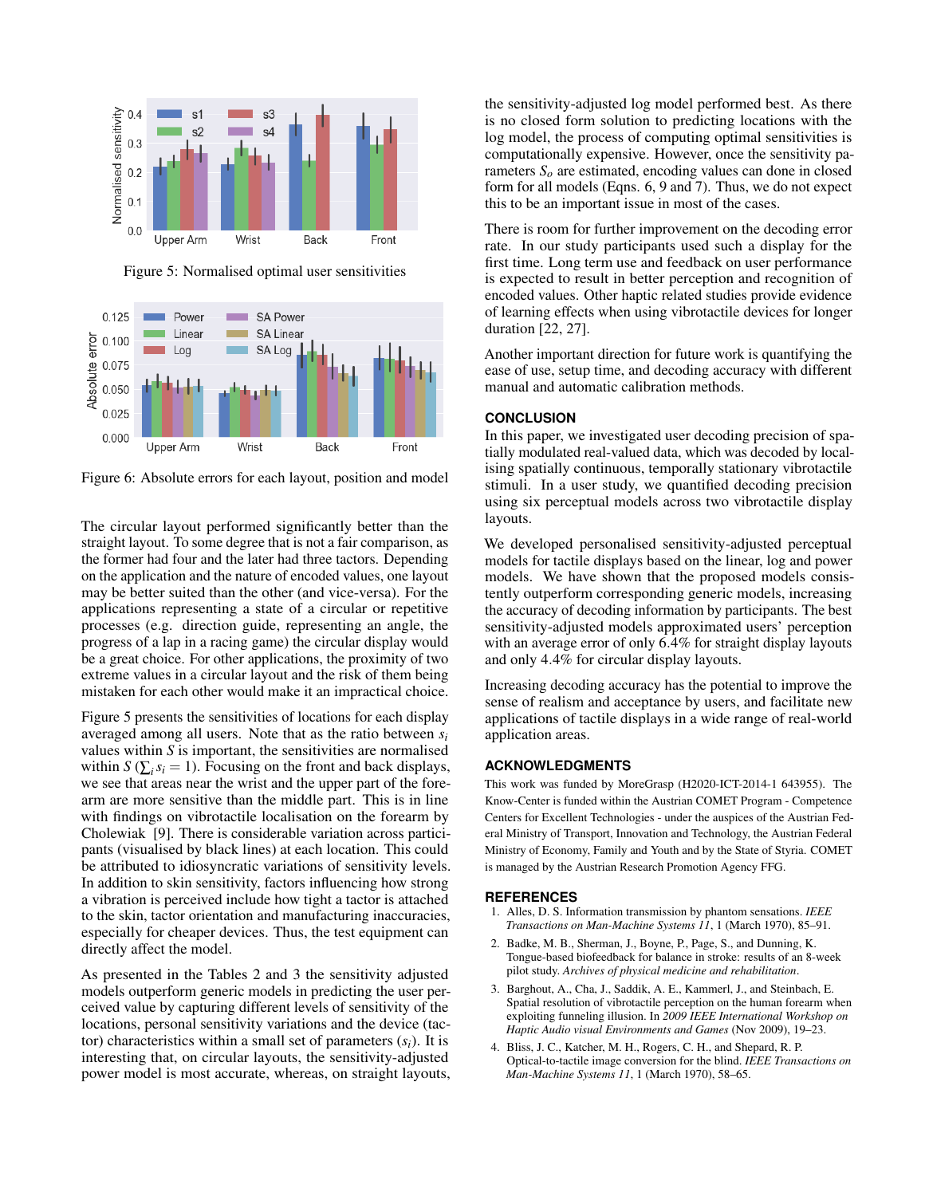Figure 5: Normalised optimal user sensitivities

Figure 6: Absolute errors for each layout, position and model

The circular layout performed significantly better than the straight layout. To some degree that is not a fair comparison, as the former had four and the later had three tactors. Depending on the application and the nature of encoded values, one layout may be better suited than the other (and vice-versa). For the applications representing a state of a circular or repetitive processes (e.g. direction guide, representing an angle, the progress of a lap in a racing game) the circular display would be a great choice. For other applications, the proximity of two extreme values in a circular layout and the risk of them being mistaken for each other would make it an impractical choice.

Figure 5 presents the sensitivities of locations for each display averaged among all users. Note that as the ratio between $s_i$ values within $S$ is important, the sensitivities are normalised within $S$ ($\sum_i s_i = 1$). Focusing on the front and back displays, we see that areas near the wrist and the upper part of the forearm are more sensitive than the middle part. This is in line with findings on vibrotactile localisation on the forearm by Cholewiak [9]. There is considerable variation across participants (visualised by black lines) at each location. This could be attributed to idiosyncratic variations of sensitivity levels. In addition to skin sensitivity, factors influencing how strong a vibration is perceived include how tight a tactor is attached to the skin, tactor orientation and manufacturing inaccuracies, especially for cheaper devices. Thus, the test equipment can directly affect the model.

As presented in the Tables 2 and 3 the sensitivity adjusted models outperform generic models in predicting the user perceived value by capturing different levels of sensitivity of the locations, personal sensitivity variations and the device (tactor) characteristics within a small set of parameters ($s_i$). It is interesting that, on circular layouts, the sensitivity-adjusted power model is most accurate, whereas, on straight layouts, the sensitivity-adjusted log model performed best. As there is no closed form solution to predicting locations with the log model, the process of computing optimal sensitivities is computationally expensive. However, once the sensitivity parameters $S_o$ are estimated, encoding values can done in closed form for all models (Eqns. 6, 9 and 7). Thus, we do not expect this to be an important issue in most of the cases.

There is room for further improvement on the decoding error rate. In our study participants used such a display for the first time. Long term use and feedback on user performance is expected to result in better perception and recognition of encoded values. Other haptic related studies provide evidence of learning effects when using vibrotactile devices for longer duration [22, 27].

Another important direction for future work is quantifying the ease of use, setup time, and decoding accuracy with different manual and automatic calibration methods.

## CONCLUSION

In this paper, we investigated user decoding precision of spatially modulated real-valued data, which was decoded by localising spatially continuous, temporally stationary vibrotactile stimuli. In a user study, we quantified decoding precision using six perceptual models across two vibrotactile display layouts.

We developed personalised sensitivity-adjusted perceptual models for tactile displays based on the linear, log and power models. We have shown that the proposed models consistently outperform corresponding generic models, increasing the accuracy of decoding information by participants. The best sensitivity-adjusted models approximated users' perception with an average error of only 6.4% for straight display layouts and only 4.4% for circular display layouts.

Increasing decoding accuracy has the potential to improve the sense of realism and acceptance by users, and facilitate new applications of tactile displays in a wide range of real-world application areas.

## ACKNOWLEDGMENTS

This work was funded by MoreGrasp (H2020-ICT-2014-1 643955). The Know-Center is funded within the Austrian COMET Program - Competence Centers for Excellent Technologies - under the auspices of the Austrian Federal Ministry of Transport, Innovation and Technology, the Austrian Federal Ministry of Economy, Family and Youth and by the State of Styria. COMET is managed by the Austrian Research Promotion Agency FFG.

## REFERENCES

1. Alles, D. S. Information transmission by phantom sensations. *IEEE Transactions on Man-Machine Systems 11*, 1 (March 1970), 85–91.
2. Badke, M. B., Sherman, J., Boyne, P., Page, S., and Dunning, K. Tongue-based biofeedback for balance in stroke: results of an 8-week pilot study. *Archives of physical medicine and rehabilitation*.
3. Barghout, A., Cha, J., Saddik, A. E., Kammerl, J., and Steinbach, E. Spatial resolution of vibrotactile perception on the human forearm when exploiting funneling illusion. In *2009 IEEE International Workshop on Haptic Audio visual Environments and Games* (Nov 2009), 19–23.
4. Bliss, J. C., Katcher, M. H., Rogers, C. H., and Shepard, R. P. Optical-to-tactile image conversion for the blind. *IEEE Transactions on Man-Machine Systems 11*, 1 (March 1970), 58–65.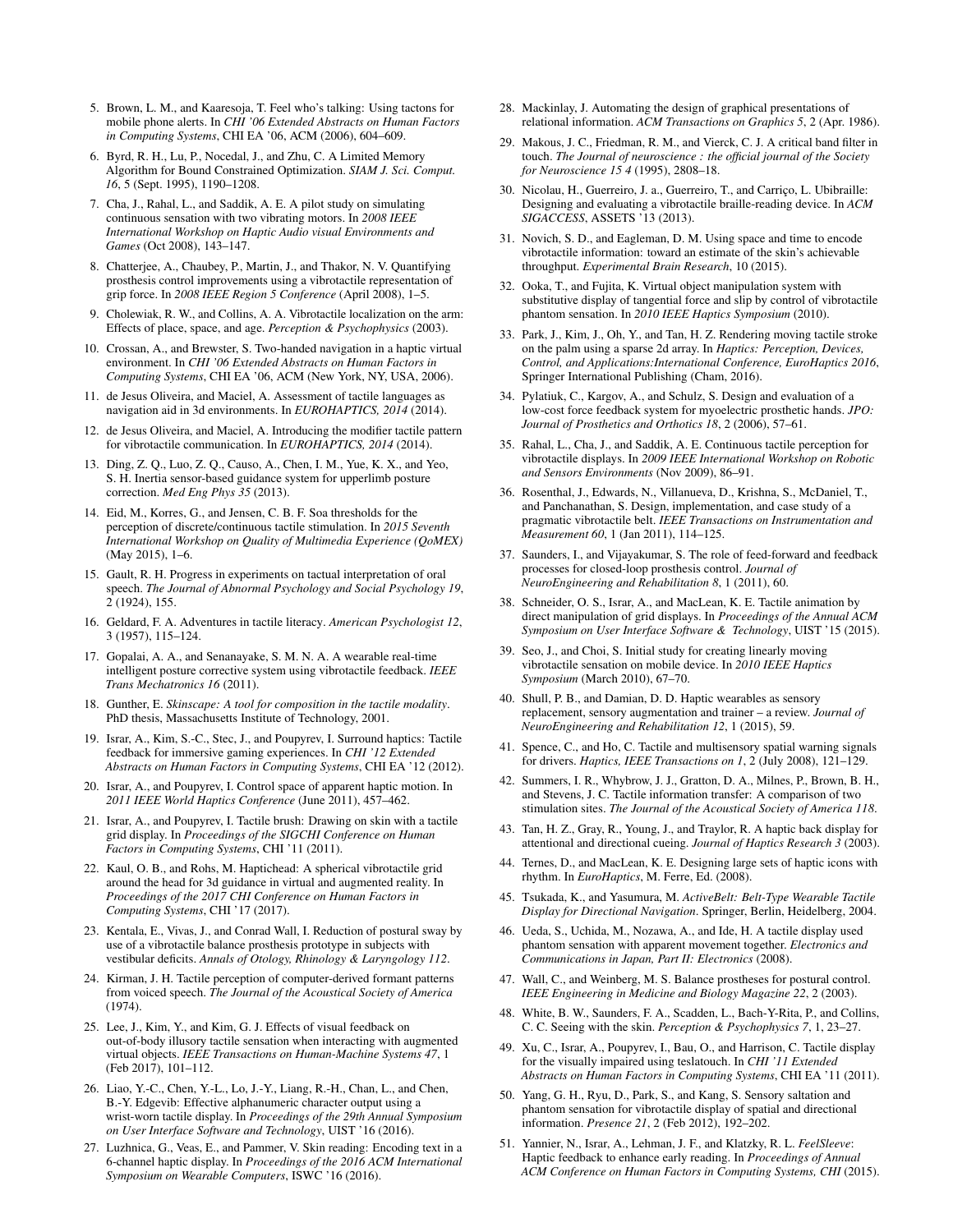5. Brown, L. M., and Kaaresoja, T. Feel who's talking: Using tactons for mobile phone alerts. In *CHI '06 Extended Abstracts on Human Factors in Computing Systems*, CHI EA '06, ACM (2006), 604–609.
6. Byrd, R. H., Lu, P., Nocedal, J., and Zhu, C. A Limited Memory Algorithm for Bound Constrained Optimization. *SIAM J. Sci. Comput. 16*, 5 (Sept. 1995), 1190–1208.
7. Cha, J., Rahal, L., and Saddik, A. E. A pilot study on simulating continuous sensation with two vibrating motors. In *2008 IEEE International Workshop on Haptic Audio visual Environments and Games* (Oct 2008), 143–147.
8. Chatterjee, A., Chaubey, P., Martin, J., and Thakor, N. V. Quantifying prosthesis control improvements using a vibrotactile representation of grip force. In *2008 IEEE Region 5 Conference* (April 2008), 1–5.
9. Cholewiak, R. W., and Collins, A. A. Vibrotactile localization on the arm: Effects of place, space, and age. *Perception & Psychophysics* (2003).
10. Crossan, A., and Brewster, S. Two-handed navigation in a haptic virtual environment. In *CHI '06 Extended Abstracts on Human Factors in Computing Systems*, CHI EA '06, ACM (New York, NY, USA, 2006).
11. de Jesus Oliveira, and Maciel, A. Assessment of tactile languages as navigation aid in 3d environments. In *EUROHAPTICS, 2014* (2014).
12. de Jesus Oliveira, and Maciel, A. Introducing the modifier tactile pattern for vibrotactile communication. In *EUROHAPTICS, 2014* (2014).
13. Ding, Z. Q., Luo, Z. Q., Causo, A., Chen, I. M., Yue, K. X., and Yeo, S. H. Inertia sensor-based guidance system for upperlimb posture correction. *Med Eng Phys 35* (2013).
14. Eid, M., Korres, G., and Jensen, C. B. F. Soa thresholds for the perception of discrete/continuous tactile stimulation. In *2015 Seventh International Workshop on Quality of Multimedia Experience (QoMEX)* (May 2015), 1–6.
15. Gault, R. H. Progress in experiments on tactual interpretation of oral speech. *The Journal of Abnormal Psychology and Social Psychology 19*, 2 (1924), 155.
16. Geldard, F. A. Adventures in tactile literacy. *American Psychologist 12*, 3 (1957), 115–124.
17. Gopalai, A. A., and Senanayake, S. M. N. A. A wearable real-time intelligent posture corrective system using vibrotactile feedback. *IEEE Trans Mechatronics 16* (2011).
18. Gunther, E. *Skinscape: A tool for composition in the tactile modality*. PhD thesis, Massachusetts Institute of Technology, 2001.
19. Israr, A., Kim, S.-C., Stec, J., and Poupyrev, I. Surround haptics: Tactile feedback for immersive gaming experiences. In *CHI '12 Extended Abstracts on Human Factors in Computing Systems*, CHI EA '12 (2012).
20. Israr, A., and Poupyrev, I. Control space of apparent haptic motion. In *2011 IEEE World Haptics Conference* (June 2011), 457–462.
21. Israr, A., and Poupyrev, I. Tactile brush: Drawing on skin with a tactile grid display. In *Proceedings of the SIGCHI Conference on Human Factors in Computing Systems*, CHI '11 (2011).
22. Kaul, O. B., and Rohs, M. Haptichead: A spherical vibrotactile grid around the head for 3d guidance in virtual and augmented reality. In *Proceedings of the 2017 CHI Conference on Human Factors in Computing Systems*, CHI '17 (2017).
23. Kentala, E., Vivas, J., and Conrad Wall, I. Reduction of postural sway by use of a vibrotactile balance prosthesis prototype in subjects with vestibular deficits. *Annals of Otology, Rhinology & Laryngology 112*.
24. Kirman, J. H. Tactile perception of computer-derived formant patterns from voiced speech. *The Journal of the Acoustical Society of America* (1974).
25. Lee, J., Kim, Y., and Kim, G. J. Effects of visual feedback on out-of-body illusory tactile sensation when interacting with augmented virtual objects. *IEEE Transactions on Human-Machine Systems 47*, 1 (Feb 2017), 101–112.
26. Liao, Y.-C., Chen, Y.-L., Lo, J.-Y., Liang, R.-H., Chan, L., and Chen, B.-Y. Edgevib: Effective alphanumeric character output using a wrist-worn tactile display. In *Proceedings of the 29th Annual Symposium on User Interface Software and Technology*, UIST '16 (2016).
27. Luzhnica, G., Veas, E., and Pammer, V. Skin reading: Encoding text in a 6-channel haptic display. In *Proceedings of the 2016 ACM International Symposium on Wearable Computers*, ISWC '16 (2016).
28. Mackinlay, J. Automating the design of graphical presentations of relational information. *ACM Transactions on Graphics 5*, 2 (Apr. 1986).
29. Makous, J. C., Friedman, R. M., and Vierck, C. J. A critical band filter in touch. *The Journal of neuroscience : the official journal of the Society for Neuroscience 15 4* (1995), 2808–18.
30. Nicolau, H., Guerreiro, J. a., Guerreiro, T., and Carriço, L. Ubibraille: Designing and evaluating a vibrotactile braille-reading device. In *ACM SIGACCESS*, ASSETS '13 (2013).
31. Novich, S. D., and Eagleman, D. M. Using space and time to encode vibrotactile information: toward an estimate of the skin's achievable throughput. *Experimental Brain Research*, 10 (2015).
32. Ooka, T., and Fujita, K. Virtual object manipulation system with substitutive display of tangential force and slip by control of vibrotactile phantom sensation. In *2010 IEEE Haptics Symposium* (2010).
33. Park, J., Kim, J., Oh, Y., and Tan, H. Z. Rendering moving tactile stroke on the palm using a sparse 2d array. In *Haptics: Perception, Devices, Control, and Applications:International Conference, EuroHaptics 2016*, Springer International Publishing (Cham, 2016).
34. Pylatiuk, C., Kargov, A., and Schulz, S. Design and evaluation of a low-cost force feedback system for myoelectric prosthetic hands. *JPO: Journal of Prosthetics and Orthotics 18*, 2 (2006), 57–61.
35. Rahal, L., Cha, J., and Saddik, A. E. Continuous tactile perception for vibrotactile displays. In *2009 IEEE International Workshop on Robotic and Sensors Environments* (Nov 2009), 86–91.
36. Rosenthal, J., Edwards, N., Villanueva, D., Krishna, S., McDaniel, T., and Panchanathan, S. Design, implementation, and case study of a pragmatic vibrotactile belt. *IEEE Transactions on Instrumentation and Measurement 60*, 1 (Jan 2011), 114–125.
37. Saunders, I., and Vijayakumar, S. The role of feed-forward and feedback processes for closed-loop prosthesis control. *Journal of NeuroEngineering and Rehabilitation 8*, 1 (2011), 60.
38. Schneider, O. S., Israr, A., and MacLean, K. E. Tactile animation by direct manipulation of grid displays. In *Proceedings of the Annual ACM Symposium on User Interface Software & Technology*, UIST '15 (2015).
39. Seo, J., and Choi, S. Initial study for creating linearly moving vibrotactile sensation on mobile device. In *2010 IEEE Haptics Symposium* (March 2010), 67–70.
40. Shull, P. B., and Damian, D. D. Haptic wearables as sensory replacement, sensory augmentation and trainer – a review. *Journal of NeuroEngineering and Rehabilitation 12*, 1 (2015), 59.
41. Spence, C., and Ho, C. Tactile and multisensory spatial warning signals for drivers. *Haptics, IEEE Transactions on 1*, 2 (July 2008), 121–129.
42. Summers, I. R., Whybrow, J. J., Gratton, D. A., Milnes, P., Brown, B. H., and Stevens, J. C. Tactile information transfer: A comparison of two stimulation sites. *The Journal of the Acoustical Society of America 118*.
43. Tan, H. Z., Gray, R., Young, J., and Traylor, R. A haptic back display for attentional and directional cueing. *Journal of Haptics Research 3* (2003).
44. Ternes, D., and MacLean, K. E. Designing large sets of haptic icons with rhythm. In *EuroHaptics*, M. Ferre, Ed. (2008).
45. Tsukada, K., and Yasumura, M. *ActiveBelt: Belt-Type Wearable Tactile Display for Directional Navigation*. Springer, Berlin, Heidelberg, 2004.
46. Ueda, S., Uchida, M., Nozawa, A., and Ide, H. A tactile display used phantom sensation with apparent movement together. *Electronics and Communications in Japan, Part II: Electronics* (2008).
47. Wall, C., and Weinberg, M. S. Balance prostheses for postural control. *IEEE Engineering in Medicine and Biology Magazine 22*, 2 (2003).
48. White, B. W., Saunders, F. A., Scadden, L., Bach-Y-Rita, P., and Collins, C. C. Seeing with the skin. *Perception & Psychophysics 7*, 1, 23–27.
49. Xu, C., Israr, A., Poupyrev, I., Bau, O., and Harrison, C. Tactile display for the visually impaired using teslatouch. In *CHI '11 Extended Abstracts on Human Factors in Computing Systems*, CHI EA '11 (2011).
50. Yang, G. H., Ryu, D., Park, S., and Kang, S. Sensory saltation and phantom sensation for vibrotactile display of spatial and directional information. *Presence 21*, 2 (Feb 2012), 192–202.
51. Yannier, N., Israr, A., Lehman, J. F., and Klatzky, R. L. *FeelSleeve*: Haptic feedback to enhance early reading. In *Proceedings of Annual ACM Conference on Human Factors in Computing Systems, CHI* (2015).